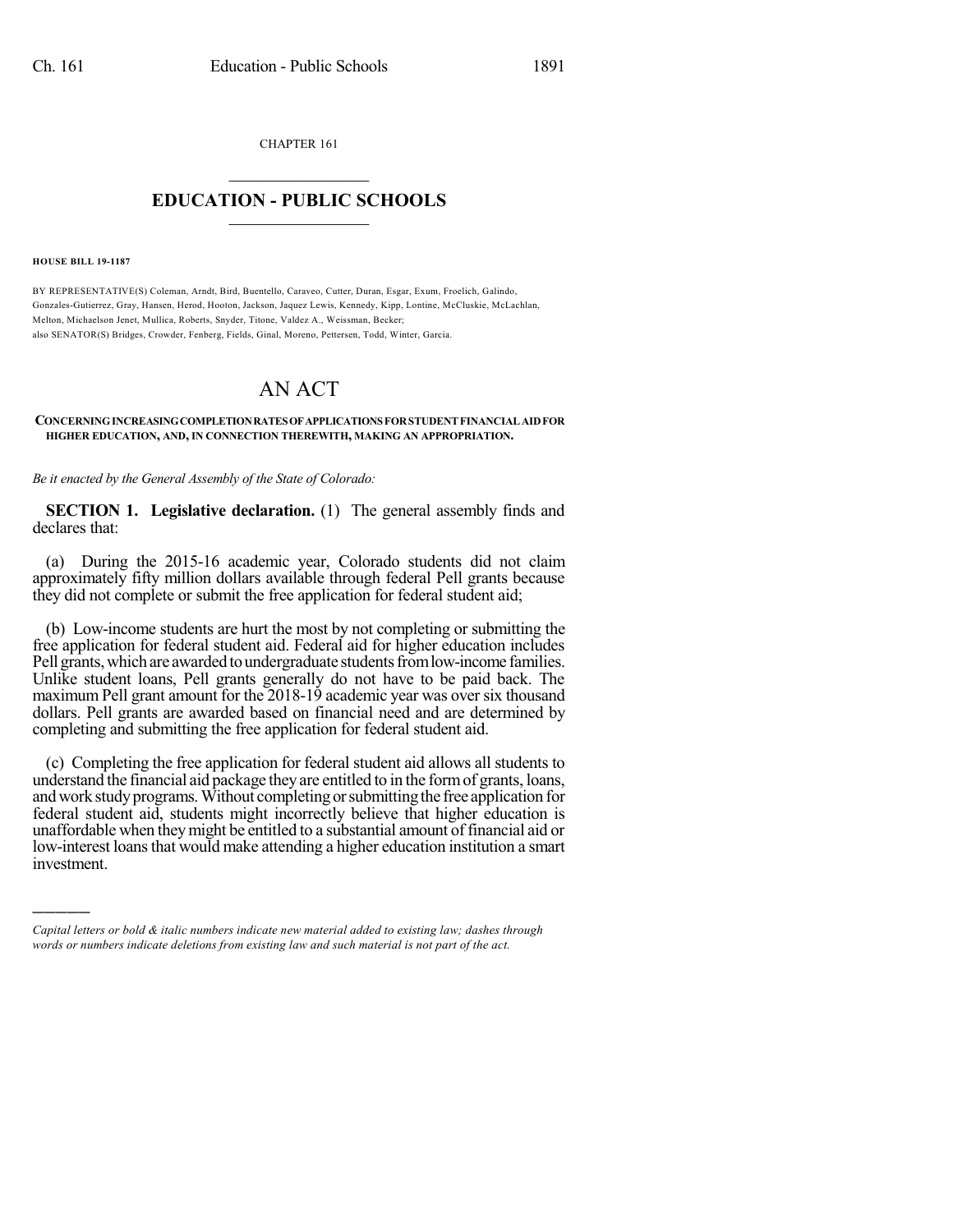CHAPTER 161

# EDUCATION - PUBLIC SCHOOLS

**HOUSE BILL 19-1187**

BY REPRESENTATIVE(S) Coleman, Arndt, Bird, Buentello, Caraveo, Cutter, Duran, Esgar, Exum, Froelich, Galindo, Gonzales-Gutierrez, Gray, Hansen, Herod, Hooton, Jackson, Jaquez Lewis, Kennedy, Kipp, Lontine, McCluskie, McLachlan, Melton, Michaelson Jenet, Mullica, Roberts, Snyder, Titone, Valdez A., Weissman, Becker;
also SENATOR(S) Bridges, Crowder, Fenberg, Fields, Ginal, Moreno, Pettersen, Todd, Winter, Garcia.

# AN ACT

**CONCERNING INCREASING COMPLETION RATES OF APPLICATIONS FOR STUDENT FINANCIAL AID FOR HIGHER EDUCATION, AND, IN CONNECTION THEREWITH, MAKING AN APPROPRIATION.**

*Be it enacted by the General Assembly of the State of Colorado:*

**SECTION 1. Legislative declaration.** (1) The general assembly finds and declares that:

(a) During the 2015-16 academic year, Colorado students did not claim approximately fifty million dollars available through federal Pell grants because they did not complete or submit the free application for federal student aid;

(b) Low-income students are hurt the most by not completing or submitting the free application for federal student aid. Federal aid for higher education includes Pell grants, which are awarded to undergraduate students from low-income families. Unlike student loans, Pell grants generally do not have to be paid back. The maximum Pell grant amount for the 2018-19 academic year was over six thousand dollars. Pell grants are awarded based on financial need and are determined by completing and submitting the free application for federal student aid.

(c) Completing the free application for federal student aid allows all students to understand the financial aid package they are entitled to in the form of grants, loans, and work study programs. Without completing or submitting the free application for federal student aid, students might incorrectly believe that higher education is unaffordable when they might be entitled to a substantial amount of financial aid or low-interest loans that would make attending a higher education institution a smart investment.

---

*Capital letters or bold & italic numbers indicate new material added to existing law; dashes through words or numbers indicate deletions from existing law and such material is not part of the act.*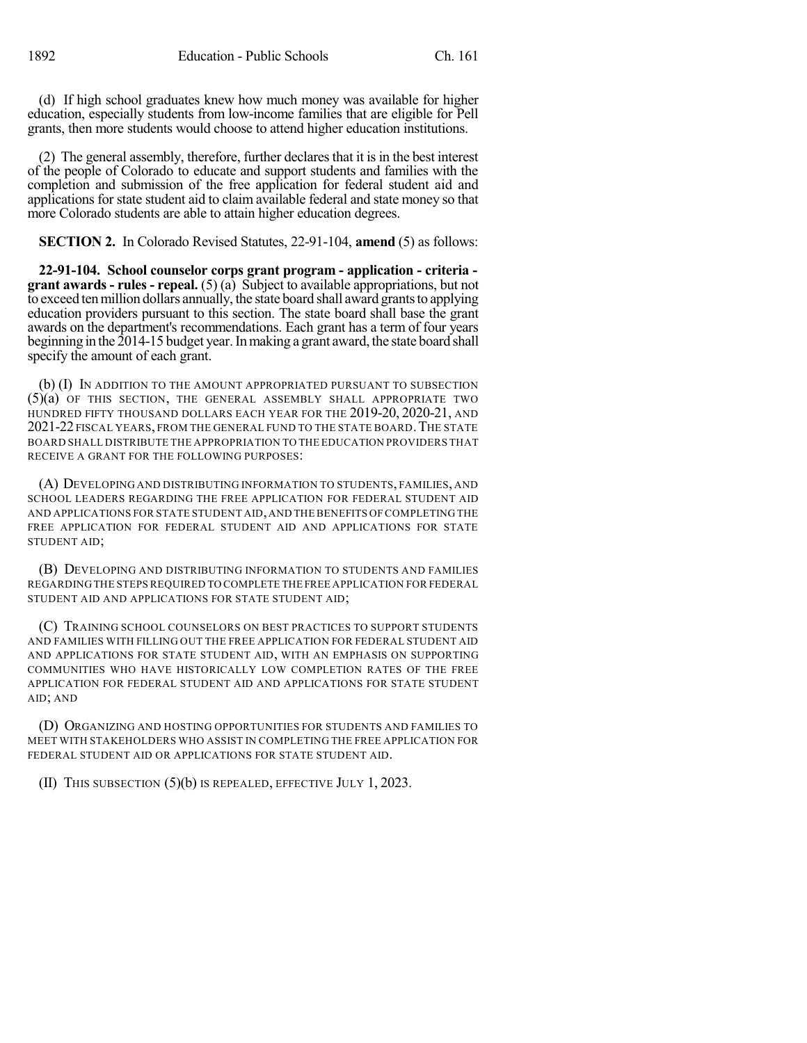(d) If high school graduates knew how much money was available for higher education, especially students from low-income families that are eligible for Pell grants, then more students would choose to attend higher education institutions.

(2) The general assembly, therefore, further declares that it is in the best interest of the people of Colorado to educate and support students and families with the completion and submission of the free application for federal student aid and applications for state student aid to claim available federal and state money so that more Colorado students are able to attain higher education degrees.

**SECTION 2.** In Colorado Revised Statutes, 22-91-104, **amend** (5) as follows:

**22-91-104. School counselor corps grant program - application - criteria - grant awards - rules - repeal.** (5) (a) Subject to available appropriations, but not to exceed ten million dollars annually, the state board shall award grants to applying education providers pursuant to this section. The state board shall base the grant awards on the department's recommendations. Each grant has a term of four years beginning in the 2014-15 budget year. In making a grant award, the state board shall specify the amount of each grant.

(b) (I) IN ADDITION TO THE AMOUNT APPROPRIATED PURSUANT TO SUBSECTION (5)(a) OF THIS SECTION, THE GENERAL ASSEMBLY SHALL APPROPRIATE TWO HUNDRED FIFTY THOUSAND DOLLARS EACH YEAR FOR THE 2019-20, 2020-21, AND 2021-22 FISCAL YEARS, FROM THE GENERAL FUND TO THE STATE BOARD. THE STATE BOARD SHALL DISTRIBUTE THE APPROPRIATION TO THE EDUCATION PROVIDERS THAT RECEIVE A GRANT FOR THE FOLLOWING PURPOSES:

(A) DEVELOPING AND DISTRIBUTING INFORMATION TO STUDENTS, FAMILIES, AND SCHOOL LEADERS REGARDING THE FREE APPLICATION FOR FEDERAL STUDENT AID AND APPLICATIONS FOR STATE STUDENT AID, AND THE BENEFITS OF COMPLETING THE FREE APPLICATION FOR FEDERAL STUDENT AID AND APPLICATIONS FOR STATE STUDENT AID;

(B) DEVELOPING AND DISTRIBUTING INFORMATION TO STUDENTS AND FAMILIES REGARDING THE STEPS REQUIRED TO COMPLETE THE FREE APPLICATION FOR FEDERAL STUDENT AID AND APPLICATIONS FOR STATE STUDENT AID;

(C) TRAINING SCHOOL COUNSELORS ON BEST PRACTICES TO SUPPORT STUDENTS AND FAMILIES WITH FILLING OUT THE FREE APPLICATION FOR FEDERAL STUDENT AID AND APPLICATIONS FOR STATE STUDENT AID, WITH AN EMPHASIS ON SUPPORTING COMMUNITIES WHO HAVE HISTORICALLY LOW COMPLETION RATES OF THE FREE APPLICATION FOR FEDERAL STUDENT AID AND APPLICATIONS FOR STATE STUDENT AID; AND

(D) ORGANIZING AND HOSTING OPPORTUNITIES FOR STUDENTS AND FAMILIES TO MEET WITH STAKEHOLDERS WHO ASSIST IN COMPLETING THE FREE APPLICATION FOR FEDERAL STUDENT AID OR APPLICATIONS FOR STATE STUDENT AID.

(II) THIS SUBSECTION (5)(b) IS REPEALED, EFFECTIVE JULY 1, 2023.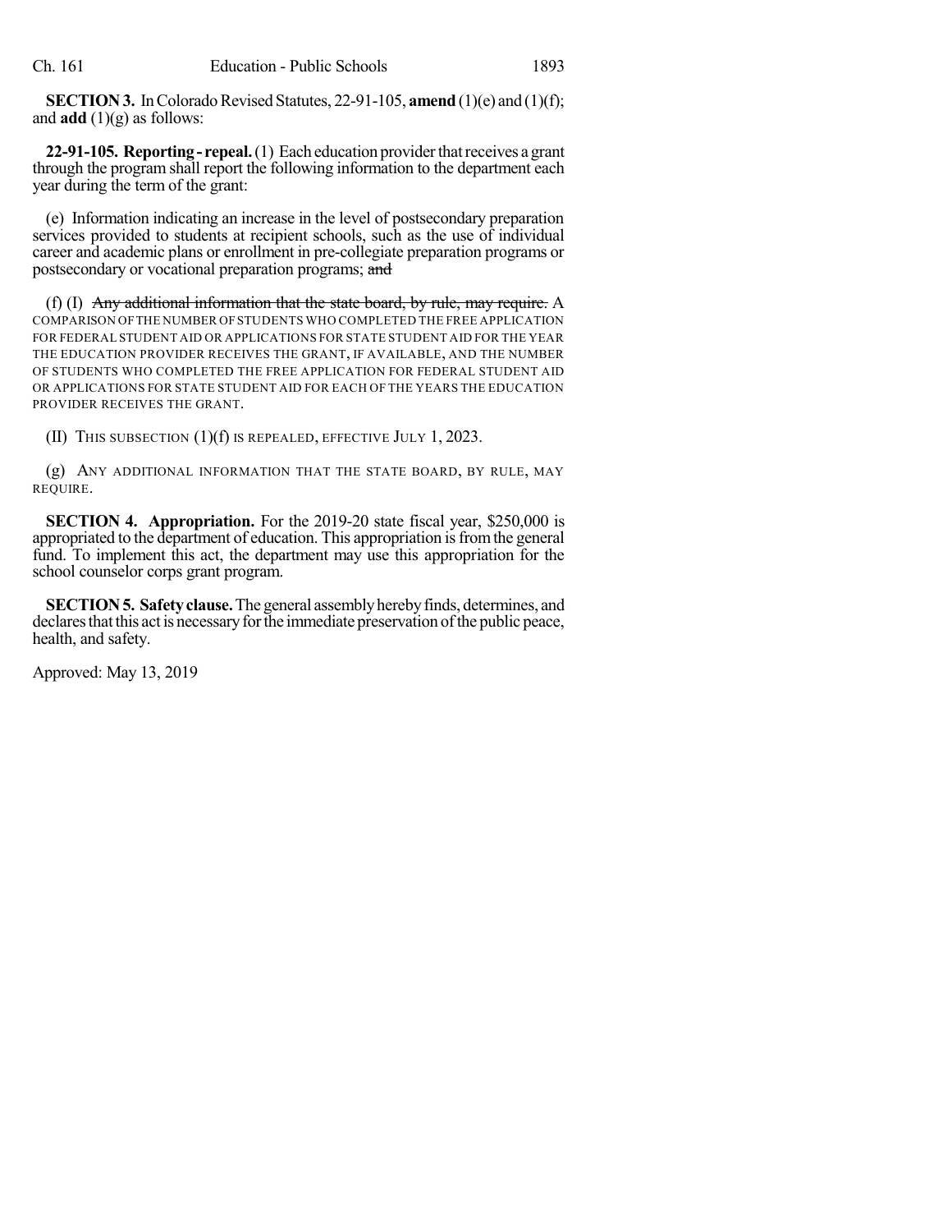**SECTION 3.** In Colorado Revised Statutes, 22-91-105, **amend** (1)(e) and (1)(f); and **add** (1)(g) as follows:

**22-91-105. Reporting - repeal.** (1) Each education provider that receives a grant through the program shall report the following information to the department each year during the term of the grant:

(e) Information indicating an increase in the level of postsecondary preparation services provided to students at recipient schools, such as the use of individual career and academic plans or enrollment in pre-collegiate preparation programs or postsecondary or vocational preparation programs; ~~and~~

(f) (I) ~~Any additional information that the state board, by rule, may require.~~ A COMPARISON OF THE NUMBER OF STUDENTS WHO COMPLETED THE FREE APPLICATION FOR FEDERAL STUDENT AID OR APPLICATIONS FOR STATE STUDENT AID FOR THE YEAR THE EDUCATION PROVIDER RECEIVES THE GRANT, IF AVAILABLE, AND THE NUMBER OF STUDENTS WHO COMPLETED THE FREE APPLICATION FOR FEDERAL STUDENT AID OR APPLICATIONS FOR STATE STUDENT AID FOR EACH OF THE YEARS THE EDUCATION PROVIDER RECEIVES THE GRANT.

(II) THIS SUBSECTION (1)(f) IS REPEALED, EFFECTIVE JULY 1, 2023.

(g) ANY ADDITIONAL INFORMATION THAT THE STATE BOARD, BY RULE, MAY REQUIRE.

**SECTION 4. Appropriation.** For the 2019-20 state fiscal year, $250,000 is appropriated to the department of education. This appropriation is from the general fund. To implement this act, the department may use this appropriation for the school counselor corps grant program.

**SECTION 5. Safety clause.** The general assembly hereby finds, determines, and declares that this act is necessary for the immediate preservation of the public peace, health, and safety.

Approved: May 13, 2019